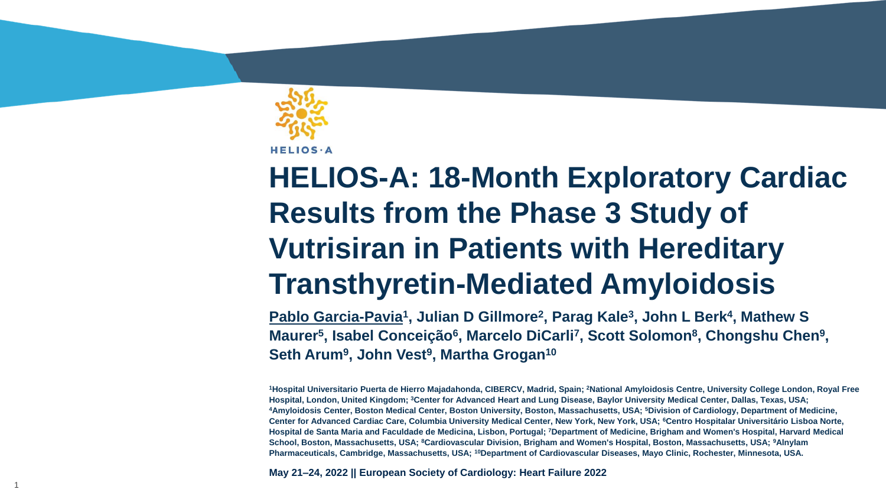HELIOS·A

# HELIOS-A: 18-Month Exploratory Cardiac Results from the Phase 3 Study of Vutrisiran in Patients with Hereditary Transthyretin-Mediated Amyloidosis

**Pablo Garcia-Pavia[1], Julian D Gillmore[2], Parag Kale[3], John L Berk[4], Mathew S Maurer[5], Isabel Conceição[6], Marcelo DiCarli[7], Scott Solomon[8], Chongshu Chen[9], Seth Arum[9], John Vest[9], Martha Grogan[10]**

[1]Hospital Universitario Puerta de Hierro Majadahonda, CIBERCV, Madrid, Spain; [2]National Amyloidosis Centre, University College London, Royal Free Hospital, London, United Kingdom; [3]Center for Advanced Heart and Lung Disease, Baylor University Medical Center, Dallas, Texas, USA; [4]Amyloidosis Center, Boston Medical Center, Boston University, Boston, Massachusetts, USA; [5]Division of Cardiology, Department of Medicine, Center for Advanced Cardiac Care, Columbia University Medical Center, New York, New York, USA; [6]Centro Hospitalar Universitário Lisboa Norte, Hospital de Santa Maria and Faculdade de Medicina, Lisbon, Portugal; [7]Department of Medicine, Brigham and Women's Hospital, Harvard Medical School, Boston, Massachusetts, USA; [8]Cardiovascular Division, Brigham and Women's Hospital, Boston, Massachusetts, USA; [9]Alnylam Pharmaceuticals, Cambridge, Massachusetts, USA; [10]Department of Cardiovascular Diseases, Mayo Clinic, Rochester, Minnesota, USA.

**May 21–24, 2022 || European Society of Cardiology: Heart Failure 2022**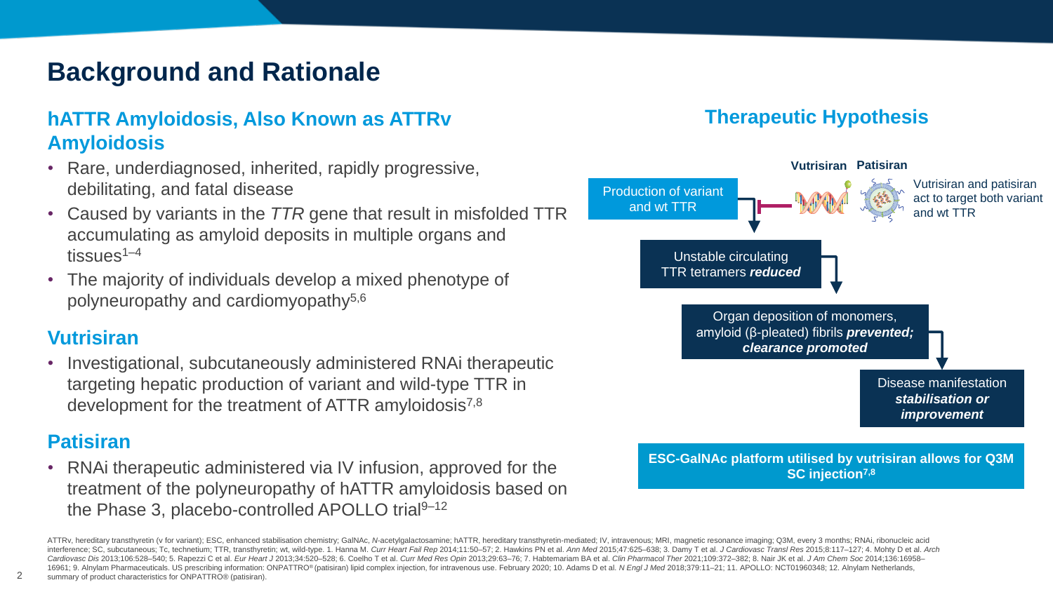# Background and Rationale

## hATTR Amyloidosis, Also Known as ATTRv Amyloidosis

- Rare, underdiagnosed, inherited, rapidly progressive, debilitating, and fatal disease
- Caused by variants in the *TTR* gene that result in misfolded TTR accumulating as amyloid deposits in multiple organs and tissues[1–4]
- The majority of individuals develop a mixed phenotype of polyneuropathy and cardiomyopathy[5,6]

## Vutrisiran

- Investigational, subcutaneously administered RNAi therapeutic targeting hepatic production of variant and wild-type TTR in development for the treatment of ATTR amyloidosis[7,8]

## Patisiran

- RNAi therapeutic administered via IV infusion, approved for the treatment of the polyneuropathy of hATTR amyloidosis based on the Phase 3, placebo-controlled APOLLO trial[9–12]

## Therapeutic Hypothesis

Vutrisiran Patisiran

Production of variant and wt TTR

Vutrisiran and patisiran act to target both variant and wt TTR

Unstable circulating TTR tetramers ***reduced***

Organ deposition of monomers, amyloid (β-pleated) fibrils ***prevented; clearance promoted***

Disease manifestation ***stabilisation or improvement***

**ESC-GalNAc platform utilised by vutrisiran allows for Q3M SC injection[7,8]**

ATTRv, hereditary transthyretin (v for variant); ESC, enhanced stabilisation chemistry; GalNAc, *N*-acetylgalactosamine; hATTR, hereditary transthyretin-mediated; IV, intravenous; MRI, magnetic resonance imaging; Q3M, every 3 months; RNAi, ribonucleic acid interference; SC, subcutaneous; Tc, technetium; TTR, transthyretin; wt, wild-type. 1. Hanna M. *Curr Heart Fail Rep* 2014;11:50–57; 2. Hawkins PN et al. *Ann Med* 2015;47:625–638; 3. Damy T et al. *J Cardiovasc Transl Res* 2015;8:117–127; 4. Mohty D et al. *Arch Cardiovasc Dis* 2013;106:528–540; 5. Rapezzi C et al. *Eur Heart J* 2013;34:520–528; 6. Coelho T et al. *Curr Med Res Opin* 2013;29:63–76; 7. Habtemariam BA et al. *Clin Pharmacol Ther* 2021;109:372–382; 8. Nair JK et al. *J Am Chem Soc* 2014;136:16958–16961; 9. Alnylam Pharmaceuticals. US prescribing information: ONPATTRO® (patisiran) lipid complex injection, for intravenous use. February 2020; 10. Adams D et al. *N Engl J Med* 2018;379:11–21; 11. APOLLO: NCT01960348; 12. Alnylam Netherlands, summary of product characteristics for ONPATTRO® (patisiran).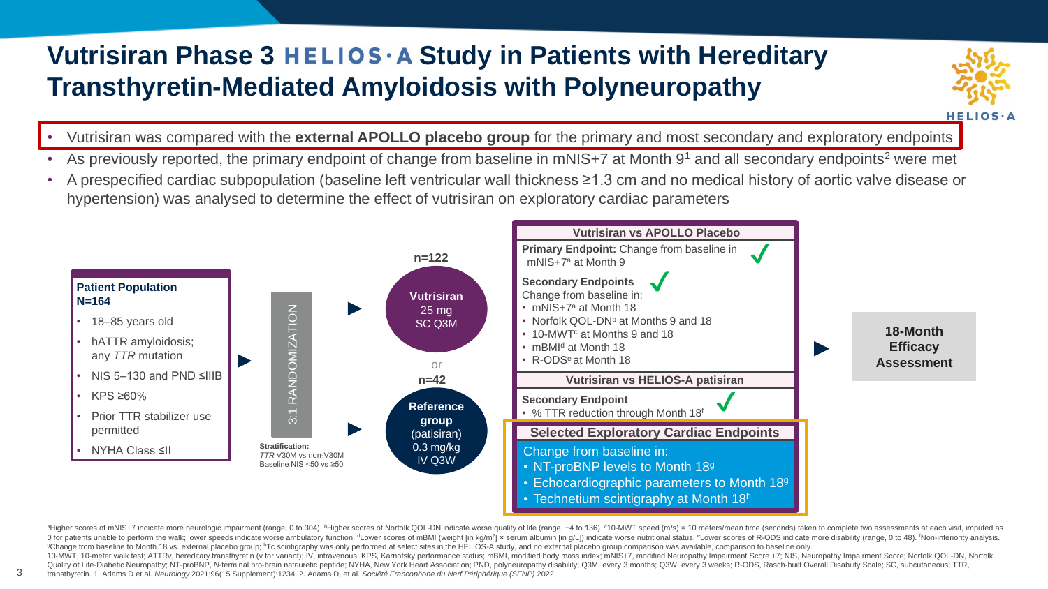# Vutrisiran Phase 3 HELIOS·A Study in Patients with Hereditary Transthyretin-Mediated Amyloidosis with Polyneuropathy

- Vutrisiran was compared with the **external APOLLO placebo group** for the primary and most secondary and exploratory endpoints
- As previously reported, the primary endpoint of change from baseline in mNIS+7 at Month 9[1] and all secondary endpoints[2] were met
- A prespecified cardiac subpopulation (baseline left ventricular wall thickness ≥1.3 cm and no medical history of aortic valve disease or hypertension) was analysed to determine the effect of vutrisiran on exploratory cardiac parameters

**Patient Population**
**N=164**

- 18–85 years old
- hATTR amyloidosis; any *TTR* mutation
- NIS 5–130 and PND ≤IIIB
- KPS ≥60%
- Prior TTR stabilizer use permitted
- NYHA Class ≤II

3:1 RANDOMIZATION

**Stratification:**
*TTR* V30M vs non-V30M
Baseline NIS <50 vs ≥50

n=122
**Vutrisiran**
25 mg
SC Q3M

or

n=42
**Reference group**
(patisiran)
0.3 mg/kg
IV Q3W

**Vutrisiran vs APOLLO Placebo**

**Primary Endpoint:** Change from baseline in mNIS+7[a] at Month 9 ✓

**Secondary Endpoints** ✓
Change from baseline in:
- mNIS+7[a] at Month 18
- Norfolk QOL-DN[b] at Months 9 and 18
- 10-MWT[c] at Months 9 and 18
- mBMI[d] at Month 18
- R-ODS[e] at Month 18

**Vutrisiran vs HELIOS-A patisiran**

**Secondary Endpoint** ✓
- % TTR reduction through Month 18[f]

**Selected Exploratory Cardiac Endpoints**
Change from baseline in:
- NT-proBNP levels to Month 18[g]
- Echocardiographic parameters to Month 18[g]
- Technetium scintigraphy at Month 18[h]

**18-Month Efficacy Assessment**

[a]Higher scores of mNIS+7 indicate more neurologic impairment (range, 0 to 304). [b]Higher scores of Norfolk QOL-DN indicate worse quality of life (range, −4 to 136). [c]10-MWT speed (m/s) = 10 meters/mean time (seconds) taken to complete two assessments at each visit, imputed as 0 for patients unable to perform the walk; lower speeds indicate worse ambulatory function. [d]Lower scores of mBMI (weight [in kg/m²] × serum albumin [in g/L]) indicate worse nutritional status. [e]Lower scores of R-ODS indicate more disability (range, 0 to 48). [f]Non-inferiority analysis. [g]Change from baseline to Month 18 vs. external placebo group; [h]Tc scintigraphy was only performed at select sites in the HELIOS-A study, and no external placebo group comparison was available, comparison to baseline only.

10-MWT, 10-meter walk test; ATTRv, hereditary transthyretin (v for variant); IV, intravenous; KPS, Karnofsky performance status; mBMI, modified body mass index; mNIS+7, modified Neuropathy Impairment Score +7; NIS, Neuropathy Impairment Score; Norfolk QOL-DN, Norfolk Quality of Life-Diabetic Neuropathy; NT-proBNP, *N*-terminal pro-brain natriuretic peptide; NYHA, New York Heart Association; PND, polyneuropathy disability; Q3M, every 3 months; Q3W, every 3 weeks; R-ODS, Rasch-built Overall Disability Scale; SC, subcutaneous; TTR, transthyretin. 1. Adams D et al. *Neurology* 2021;96(15 Supplement):1234. 2. Adams D, et al. *Société Francophone du Nerf Périphérique (SFNP)* 2022.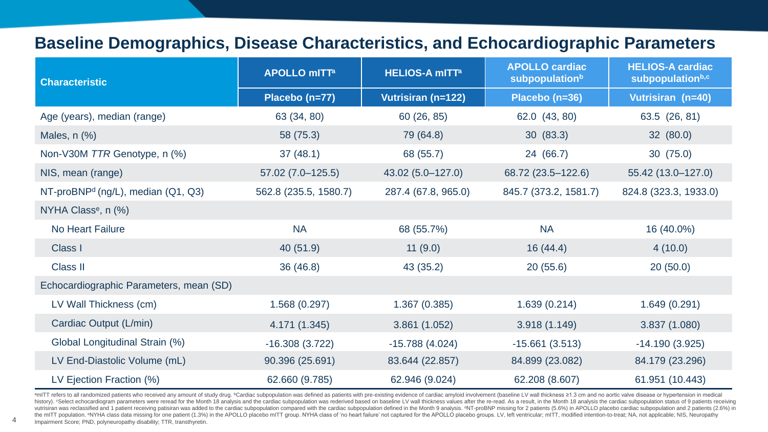# Baseline Demographics, Disease Characteristics, and Echocardiographic Parameters

| Characteristic | APOLLO mITT[a] | HELIOS-A mITT[a] | APOLLO cardiac subpopulation[b] | HELIOS-A cardiac subpopulation[b,c] |
|---|---|---|---|---|
| | Placebo (n=77) | Vutrisiran (n=122) | Placebo (n=36) | Vutrisiran (n=40) |
| Age (years), median (range) | 63 (34, 80) | 60 (26, 85) | 62.0 (43, 80) | 63.5 (26, 81) |
| Males, n (%) | 58 (75.3) | 79 (64.8) | 30 (83.3) | 32 (80.0) |
| Non-V30M *TTR* Genotype, n (%) | 37 (48.1) | 68 (55.7) | 24 (66.7) | 30 (75.0) |
| NIS, mean (range) | 57.02 (7.0–125.5) | 43.02 (5.0–127.0) | 68.72 (23.5–122.6) | 55.42 (13.0–127.0) |
| NT-proBNP[d] (ng/L), median (Q1, Q3) | 562.8 (235.5, 1580.7) | 287.4 (67.8, 965.0) | 845.7 (373.2, 1581.7) | 824.8 (323.3, 1933.0) |
| NYHA Class[e], n (%) | | | | |
| No Heart Failure | NA | 68 (55.7%) | NA | 16 (40.0%) |
| Class I | 40 (51.9) | 11 (9.0) | 16 (44.4) | 4 (10.0) |
| Class II | 36 (46.8) | 43 (35.2) | 20 (55.6) | 20 (50.0) |
| Echocardiographic Parameters, mean (SD) | | | | |
| LV Wall Thickness (cm) | 1.568 (0.297) | 1.367 (0.385) | 1.639 (0.214) | 1.649 (0.291) |
| Cardiac Output (L/min) | 4.171 (1.345) | 3.861 (1.052) | 3.918 (1.149) | 3.837 (1.080) |
| Global Longitudinal Strain (%) | -16.308 (3.722) | -15.788 (4.024) | -15.661 (3.513) | -14.190 (3.925) |
| LV End-Diastolic Volume (mL) | 90.396 (25.691) | 83.644 (22.857) | 84.899 (23.082) | 84.179 (23.296) |
| LV Ejection Fraction (%) | 62.660 (9.785) | 62.946 (9.024) | 62.208 (8.607) | 61.951 (10.443) |

[a]mITT refers to all randomized patients who received any amount of study drug. [b]Cardiac subpopulation was defined as patients with pre-existing evidence of cardiac amyloid involvement (baseline LV wall thickness ≥1.3 cm and no aortic valve disease or hypertension in medical history). [c]Select echocardiogram parameters were reread for the Month 18 analysis and the cardiac subpopulation was rederived based on baseline LV wall thickness values after the re-read. As a result, in the Month 18 analysis the cardiac subpopulation status of 9 patients receiving vutrisiran was reclassified and 1 patient receiving patisiran was added to the cardiac subpopulation compared with the cardiac subpopulation defined in the Month 9 analysis. [d]NT-proBNP missing for 2 patients (5.6%) in APOLLO placebo cardiac subpopulation and 2 patients (2.6%) in the mITT population. [e]NYHA class data missing for one patient (1.3%) in the APOLLO placebo mITT group. NYHA class of 'no heart failure' not captured for the APOLLO placebo groups. LV, left ventricular; mITT, modified intention-to-treat; NA, not applicable; NIS, Neuropathy Impairment Score; PND, polyneuropathy disability; TTR, transthyretin.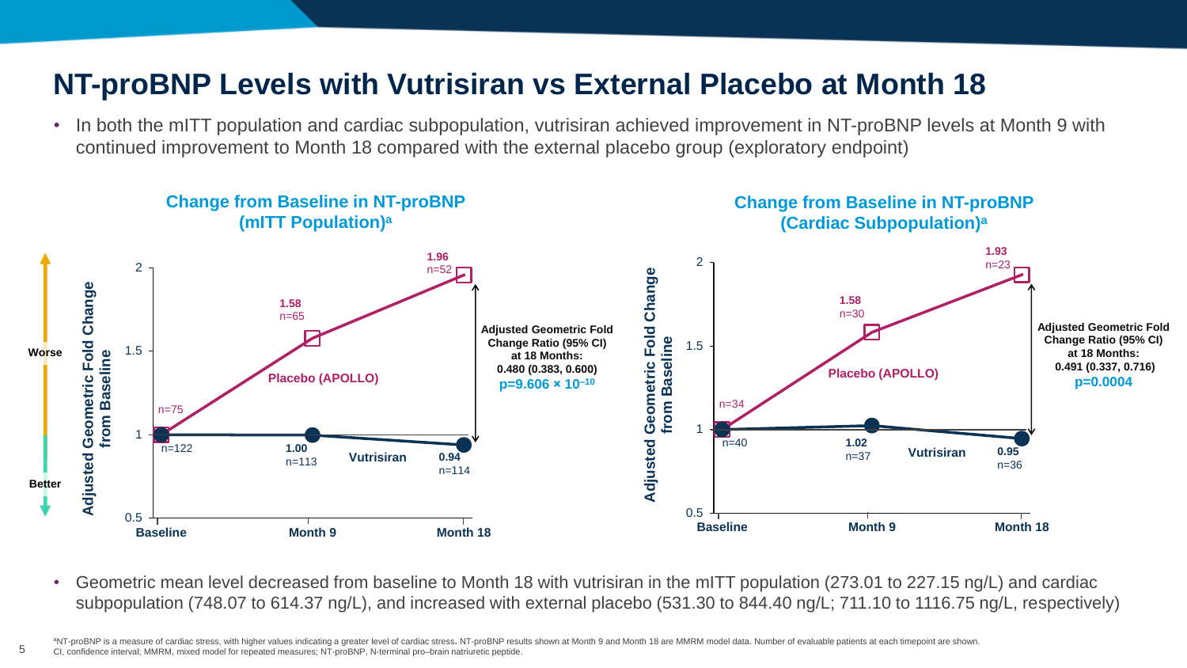# NT-proBNP Levels with Vutrisiran vs External Placebo at Month 18

- In both the mITT population and cardiac subpopulation, vutrisiran achieved improvement in NT-proBNP levels at Month 9 with continued improvement to Month 18 compared with the external placebo group (exploratory endpoint)

## Change from Baseline in NT-proBNP (mITT Population)[a]

Adjusted Geometric Fold Change from Baseline (Worse ↑ / Better ↓)

| | Baseline | Month 9 | Month 18 |
|---|---|---|---|
| Placebo (APOLLO) | 1 (n=75) | 1.58 (n=65) | 1.96 (n=52) |
| Vutrisiran | 1 (n=122) | 1.00 (n=113) | 0.94 (n=114) |

Adjusted Geometric Fold Change Ratio (95% CI) at 18 Months: 0.480 (0.383, 0.600)
$p=9.606 \times 10^{-10}$

## Change from Baseline in NT-proBNP (Cardiac Subpopulation)[a]

Adjusted Geometric Fold Change from Baseline

| | Baseline | Month 9 | Month 18 |
|---|---|---|---|
| Placebo (APOLLO) | 1 (n=34) | 1.58 (n=30) | 1.93 (n=23) |
| Vutrisiran | 1 (n=40) | 1.02 (n=37) | 0.95 (n=36) |

Adjusted Geometric Fold Change Ratio (95% CI) at 18 Months: 0.491 (0.337, 0.716)
$p=0.0004$

- Geometric mean level decreased from baseline to Month 18 with vutrisiran in the mITT population (273.01 to 227.15 ng/L) and cardiac subpopulation (748.07 to 614.37 ng/L), and increased with external placebo (531.30 to 844.40 ng/L; 711.10 to 1116.75 ng/L, respectively)

[a]NT-proBNP is a measure of cardiac stress, with higher values indicating a greater level of cardiac stress. NT-proBNP results shown at Month 9 and Month 18 are MMRM model data. Number of evaluable patients at each timepoint are shown.
CI, confidence interval; MMRM, mixed model for repeated measures; NT-proBNP, N-terminal pro–brain natriuretic peptide.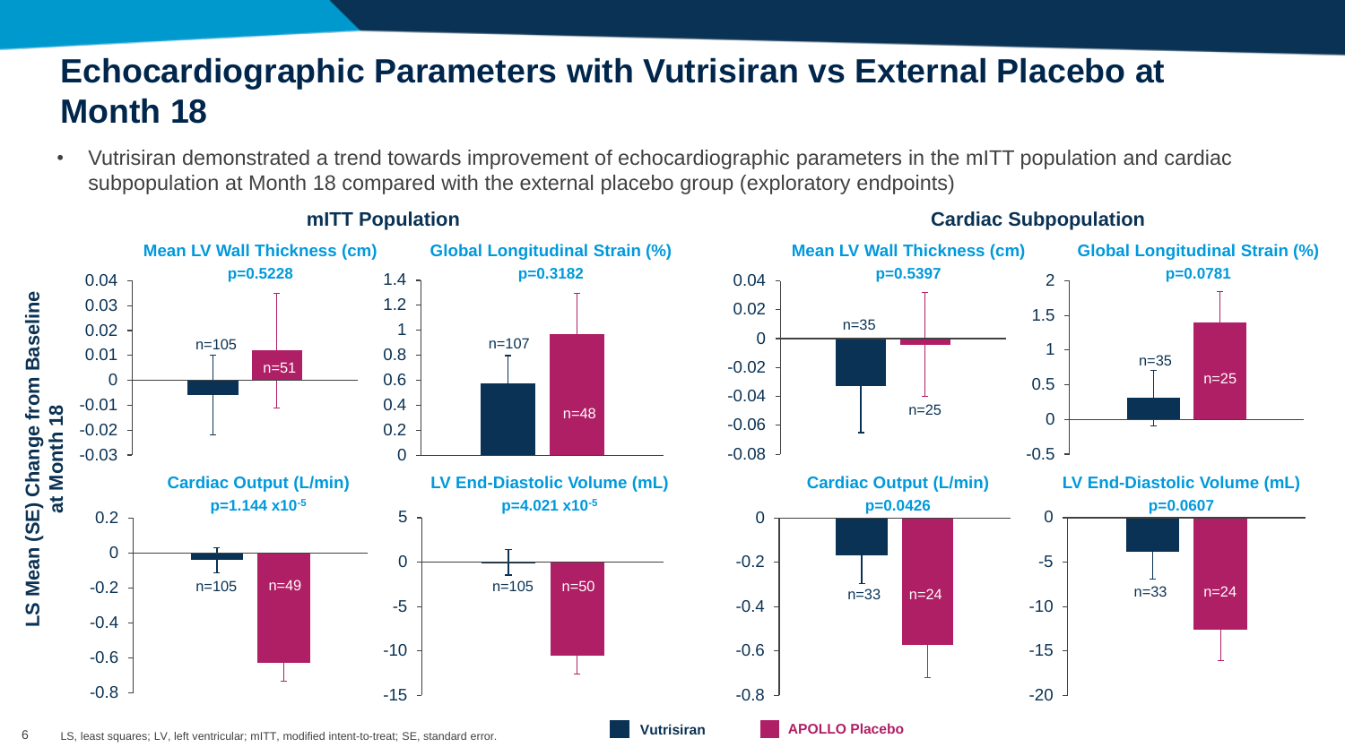# Echocardiographic Parameters with Vutrisiran vs External Placebo at Month 18

- Vutrisiran demonstrated a trend towards improvement of echocardiographic parameters in the mITT population and cardiac subpopulation at Month 18 compared with the external placebo group (exploratory endpoints)

LS Mean (SE) Change from Baseline at Month 18

**mITT Population**

**Mean LV Wall Thickness (cm)**
p=0.5228
n=105
n=51
0.04
0.03
0.02
0.01
0
-0.01
-0.02
-0.03

**Global Longitudinal Strain (%)**
p=0.3182
n=107
n=48
1.4
1.2
1
0.8
0.6
0.4
0.2
0

**Cardiac Output (L/min)**
p=1.144 x10[-5]
n=105
n=49
0.2
0
-0.2
-0.4
-0.6
-0.8

**LV End-Diastolic Volume (mL)**
p=4.021 x10[-5]
n=105
n=50
5
0
-5
-10
-15

**Cardiac Subpopulation**

**Mean LV Wall Thickness (cm)**
p=0.5397
n=35
n=25
0.04
0.02
0
-0.02
-0.04
-0.06
-0.08

**Global Longitudinal Strain (%)**
p=0.0781
n=35
n=25
2
1.5
1
0.5
0
-0.5

**Cardiac Output (L/min)**
p=0.0426
n=33
n=24
0
-0.2
-0.4
-0.6
-0.8

**LV End-Diastolic Volume (mL)**
p=0.0607
n=33
n=24
0
-5
-10
-15
-20

Vutrisiran
APOLLO Placebo

LS, least squares; LV, left ventricular; mITT, modified intent-to-treat; SE, standard error.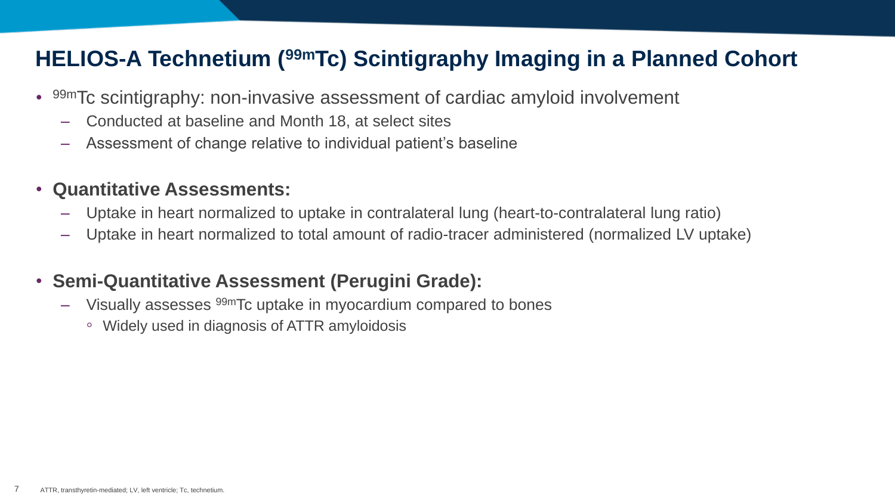# HELIOS-A Technetium ($^{99m}$Tc) Scintigraphy Imaging in a Planned Cohort

- $^{99m}$Tc scintigraphy: non-invasive assessment of cardiac amyloid involvement
  - Conducted at baseline and Month 18, at select sites
  - Assessment of change relative to individual patient's baseline
- **Quantitative Assessments:**
  - Uptake in heart normalized to uptake in contralateral lung (heart-to-contralateral lung ratio)
  - Uptake in heart normalized to total amount of radio-tracer administered (normalized LV uptake)
- **Semi-Quantitative Assessment (Perugini Grade):**
  - Visually assesses $^{99m}$Tc uptake in myocardium compared to bones
    - Widely used in diagnosis of ATTR amyloidosis

ATTR, transthyretin-mediated; LV, left ventricle; Tc, technetium.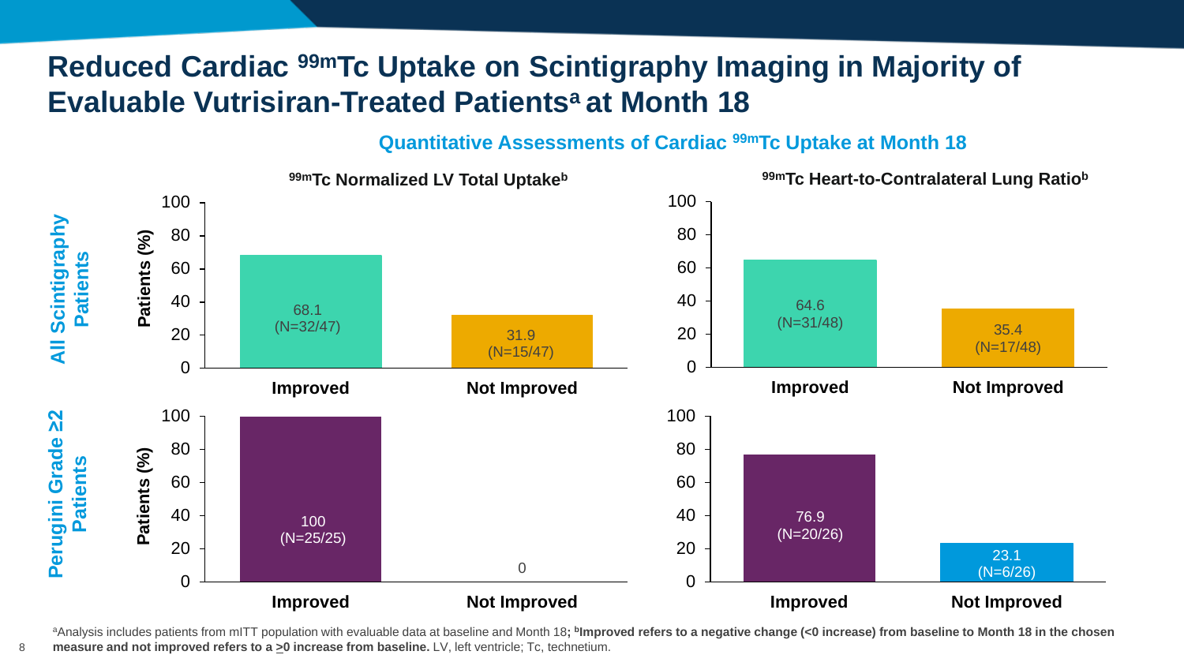# Reduced Cardiac $^{99m}$Tc Uptake on Scintigraphy Imaging in Majority of Evaluable Vutrisiran-Treated Patients[a] at Month 18

## Quantitative Assessments of Cardiac $^{99m}$Tc Uptake at Month 18

**All Scintigraphy Patients**

**$^{99m}$Tc Normalized LV Total Uptake[b]**

Patients (%)

100
80
60
40
20
0

Improved: 68.1 (N=32/47)
Not Improved: 31.9 (N=15/47)

**$^{99m}$Tc Heart-to-Contralateral Lung Ratio[b]**

100
80
60
40
20
0

Improved: 64.6 (N=31/48)
Not Improved: 35.4 (N=17/48)

**Perugini Grade ≥2 Patients**

**$^{99m}$Tc Normalized LV Total Uptake[b]**

Patients (%)

100
80
60
40
20
0

Improved: 100 (N=25/25)
Not Improved: 0

**$^{99m}$Tc Heart-to-Contralateral Lung Ratio[b]**

100
80
60
40
20
0

Improved: 76.9 (N=20/26)
Not Improved: 23.1 (N=6/26)

[a]Analysis includes patients from mITT population with evaluable data at baseline and Month 18; [b]**Improved refers to a negative change (<0 increase) from baseline to Month 18 in the chosen measure and not improved refers to a ≥0 increase from baseline.** LV, left ventricle; Tc, technetium.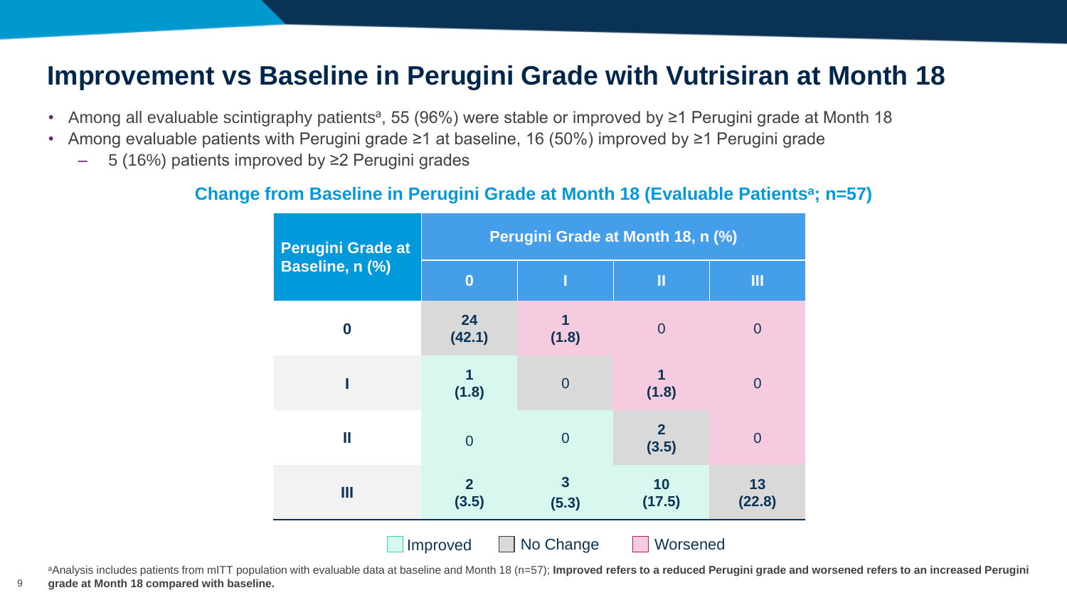# Improvement vs Baseline in Perugini Grade with Vutrisiran at Month 18

- Among all evaluable scintigraphy patients[a], 55 (96%) were stable or improved by ≥1 Perugini grade at Month 18
- Among evaluable patients with Perugini grade ≥1 at baseline, 16 (50%) improved by ≥1 Perugini grade
  - 5 (16%) patients improved by ≥2 Perugini grades

### Change from Baseline in Perugini Grade at Month 18 (Evaluable Patients[a]; n=57)

| Perugini Grade at Baseline, n (%) | Perugini Grade at Month 18, n (%) | | | |
|---|---|---|---|---|
| | **0** | **I** | **II** | **III** |
| **0** | **24 (42.1)** | **1 (1.8)** | 0 | 0 |
| **I** | **1 (1.8)** | 0 | **1 (1.8)** | 0 |
| **II** | 0 | 0 | **2 (3.5)** | 0 |
| **III** | **2 (3.5)** | **3 (5.3)** | **10 (17.5)** | **13 (22.8)** |

Improved | No Change | Worsened

[a]Analysis includes patients from mITT population with evaluable data at baseline and Month 18 (n=57); **Improved refers to a reduced Perugini grade and worsened refers to an increased Perugini grade at Month 18 compared with baseline.**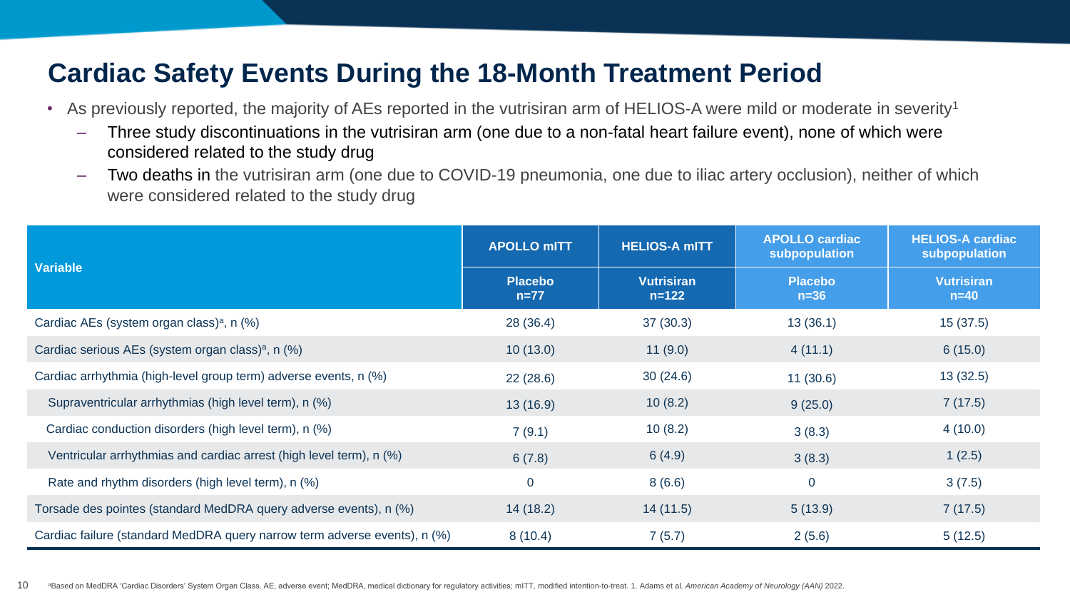# Cardiac Safety Events During the 18-Month Treatment Period

- As previously reported, the majority of AEs reported in the vutrisiran arm of HELIOS-A were mild or moderate in severity[1]
  - Three study discontinuations in the vutrisiran arm (one due to a non-fatal heart failure event), none of which were considered related to the study drug
  - Two deaths in the vutrisiran arm (one due to COVID-19 pneumonia, one due to iliac artery occlusion), neither of which were considered related to the study drug

| Variable | APOLLO mITT | HELIOS-A mITT | APOLLO cardiac subpopulation | HELIOS-A cardiac subpopulation |
|---|---|---|---|---|
| | Placebo n=77 | Vutrisiran n=122 | Placebo n=36 | Vutrisiran n=40 |
| Cardiac AEs (system organ class)[a], n (%) | 28 (36.4) | 37 (30.3) | 13 (36.1) | 15 (37.5) |
| Cardiac serious AEs (system organ class)[a], n (%) | 10 (13.0) | 11 (9.0) | 4 (11.1) | 6 (15.0) |
| Cardiac arrhythmia (high-level group term) adverse events, n (%) | 22 (28.6) | 30 (24.6) | 11 (30.6) | 13 (32.5) |
| Supraventricular arrhythmias (high level term), n (%) | 13 (16.9) | 10 (8.2) | 9 (25.0) | 7 (17.5) |
| Cardiac conduction disorders (high level term), n (%) | 7 (9.1) | 10 (8.2) | 3 (8.3) | 4 (10.0) |
| Ventricular arrhythmias and cardiac arrest (high level term), n (%) | 6 (7.8) | 6 (4.9) | 3 (8.3) | 1 (2.5) |
| Rate and rhythm disorders (high level term), n (%) | 0 | 8 (6.6) | 0 | 3 (7.5) |
| Torsade des pointes (standard MedDRA query adverse events), n (%) | 14 (18.2) | 14 (11.5) | 5 (13.9) | 7 (17.5) |
| Cardiac failure (standard MedDRA query narrow term adverse events), n (%) | 8 (10.4) | 7 (5.7) | 2 (5.6) | 5 (12.5) |

[a]Based on MedDRA 'Cardiac Disorders' System Organ Class. AE, adverse event; MedDRA, medical dictionary for regulatory activities; mITT, modified intention-to-treat. 1. Adams et al. *American Academy of Neurology (AAN)* 2022.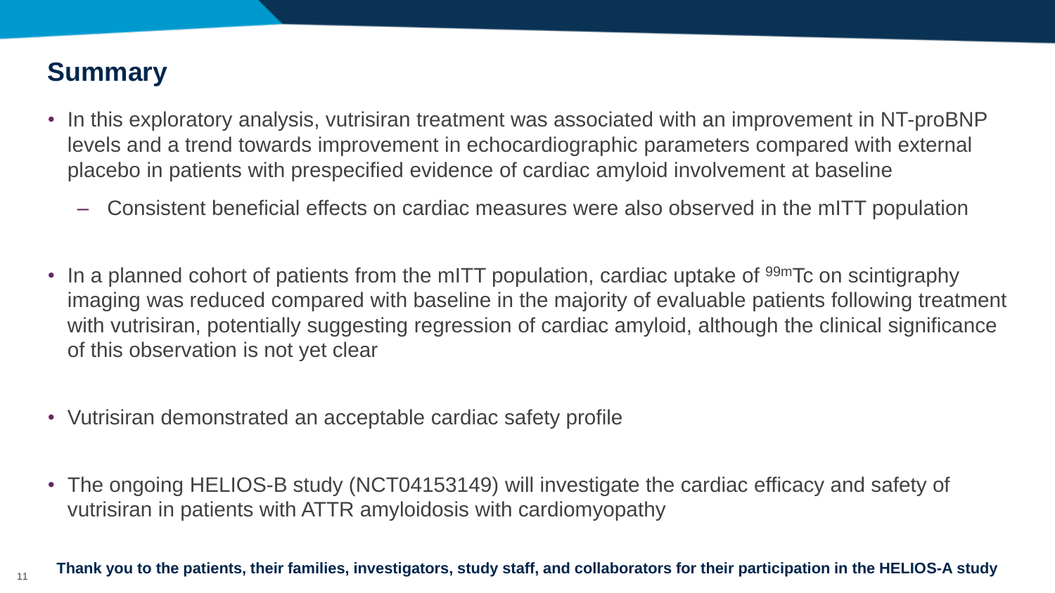## Summary

- In this exploratory analysis, vutrisiran treatment was associated with an improvement in NT-proBNP levels and a trend towards improvement in echocardiographic parameters compared with external placebo in patients with prespecified evidence of cardiac amyloid involvement at baseline
  - Consistent beneficial effects on cardiac measures were also observed in the mITT population
- In a planned cohort of patients from the mITT population, cardiac uptake of $^{99m}$Tc on scintigraphy imaging was reduced compared with baseline in the majority of evaluable patients following treatment with vutrisiran, potentially suggesting regression of cardiac amyloid, although the clinical significance of this observation is not yet clear
- Vutrisiran demonstrated an acceptable cardiac safety profile
- The ongoing HELIOS-B study (NCT04153149) will investigate the cardiac efficacy and safety of vutrisiran in patients with ATTR amyloidosis with cardiomyopathy

**Thank you to the patients, their families, investigators, study staff, and collaborators for their participation in the HELIOS-A study**